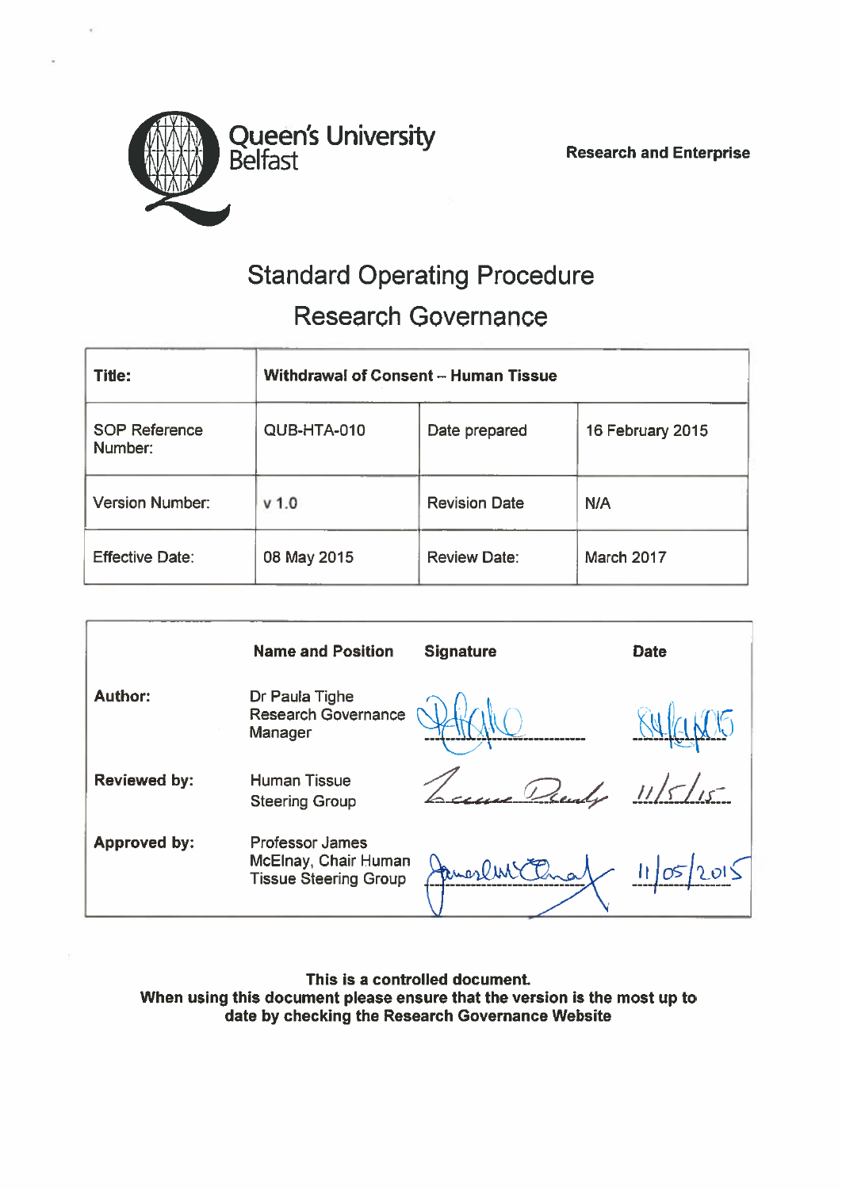Queen's University Belfast

**Research and Enterprise**

# Standard Operating Procedure

## Research Governance

| **Title:** | **Withdrawal of Consent – Human Tissue** | | |
|---|---|---|---|
| SOP Reference Number: | QUB-HTA-010 | Date prepared | 16 February 2015 |
| Version Number: | v 1.0 | Revision Date | N/A |
| Effective Date: | 08 May 2015 | Review Date: | March 2017 |

| | **Name and Position** | **Signature** | **Date** |
|---|---|---|---|
| **Author:** | Dr Paula Tighe Research Governance Manager | [signature] | 8/4/2015 |
| **Reviewed by:** | Human Tissue Steering Group | [signature] | 11/5/15 |
| **Approved by:** | Professor James McElnay, Chair Human Tissue Steering Group | [signature] | 11/05/2015 |

**This is a controlled document.**
**When using this document please ensure that the version is the most up to date by checking the Research Governance Website**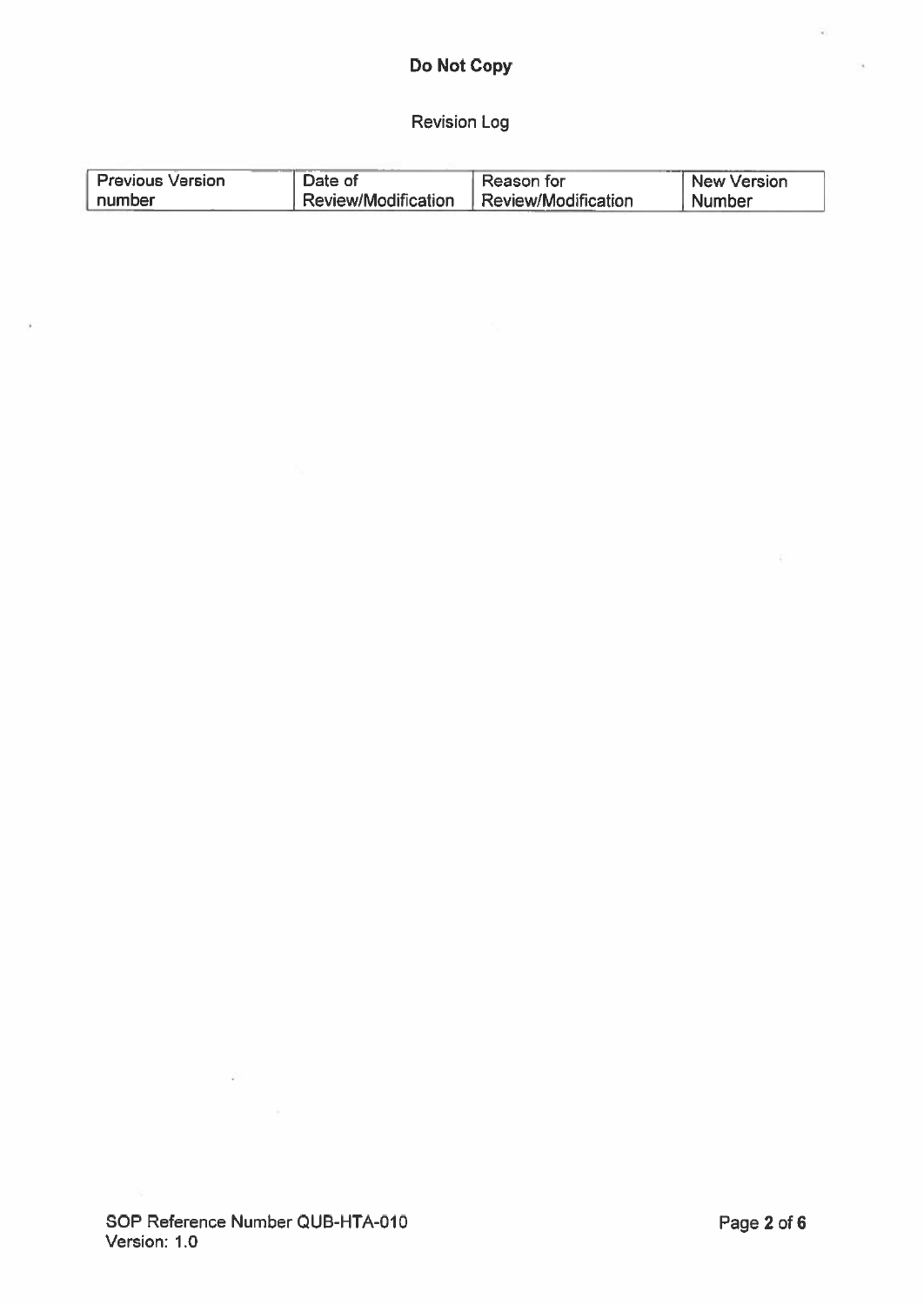**Do Not Copy**

Revision Log

| Previous Version number | Date of Review/Modification | Reason for Review/Modification | New Version Number |
| --- | --- | --- | --- |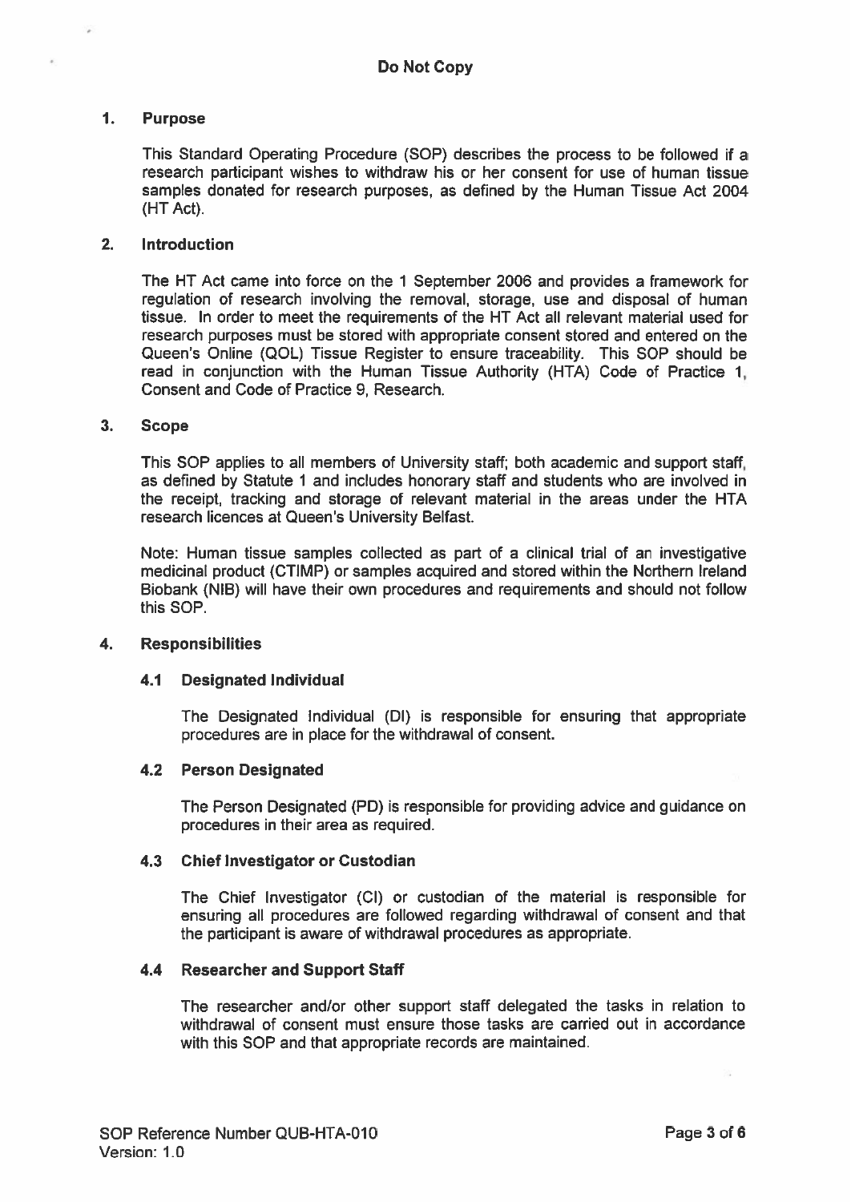**Do Not Copy**

## 1. Purpose

This Standard Operating Procedure (SOP) describes the process to be followed if a research participant wishes to withdraw his or her consent for use of human tissue samples donated for research purposes, as defined by the Human Tissue Act 2004 (HT Act).

## 2. Introduction

The HT Act came into force on the 1 September 2006 and provides a framework for regulation of research involving the removal, storage, use and disposal of human tissue. In order to meet the requirements of the HT Act all relevant material used for research purposes must be stored with appropriate consent stored and entered on the Queen's Online (QOL) Tissue Register to ensure traceability. This SOP should be read in conjunction with the Human Tissue Authority (HTA) Code of Practice 1, Consent and Code of Practice 9, Research.

## 3. Scope

This SOP applies to all members of University staff; both academic and support staff, as defined by Statute 1 and includes honorary staff and students who are involved in the receipt, tracking and storage of relevant material in the areas under the HTA research licences at Queen's University Belfast.

Note: Human tissue samples collected as part of a clinical trial of an investigative medicinal product (CTIMP) or samples acquired and stored within the Northern Ireland Biobank (NIB) will have their own procedures and requirements and should not follow this SOP.

## 4. Responsibilities

### 4.1 Designated Individual

The Designated Individual (DI) is responsible for ensuring that appropriate procedures are in place for the withdrawal of consent.

### 4.2 Person Designated

The Person Designated (PD) is responsible for providing advice and guidance on procedures in their area as required.

### 4.3 Chief Investigator or Custodian

The Chief Investigator (CI) or custodian of the material is responsible for ensuring all procedures are followed regarding withdrawal of consent and that the participant is aware of withdrawal procedures as appropriate.

### 4.4 Researcher and Support Staff

The researcher and/or other support staff delegated the tasks in relation to withdrawal of consent must ensure those tasks are carried out in accordance with this SOP and that appropriate records are maintained.

SOP Reference Number QUB-HTA-010
Version: 1.0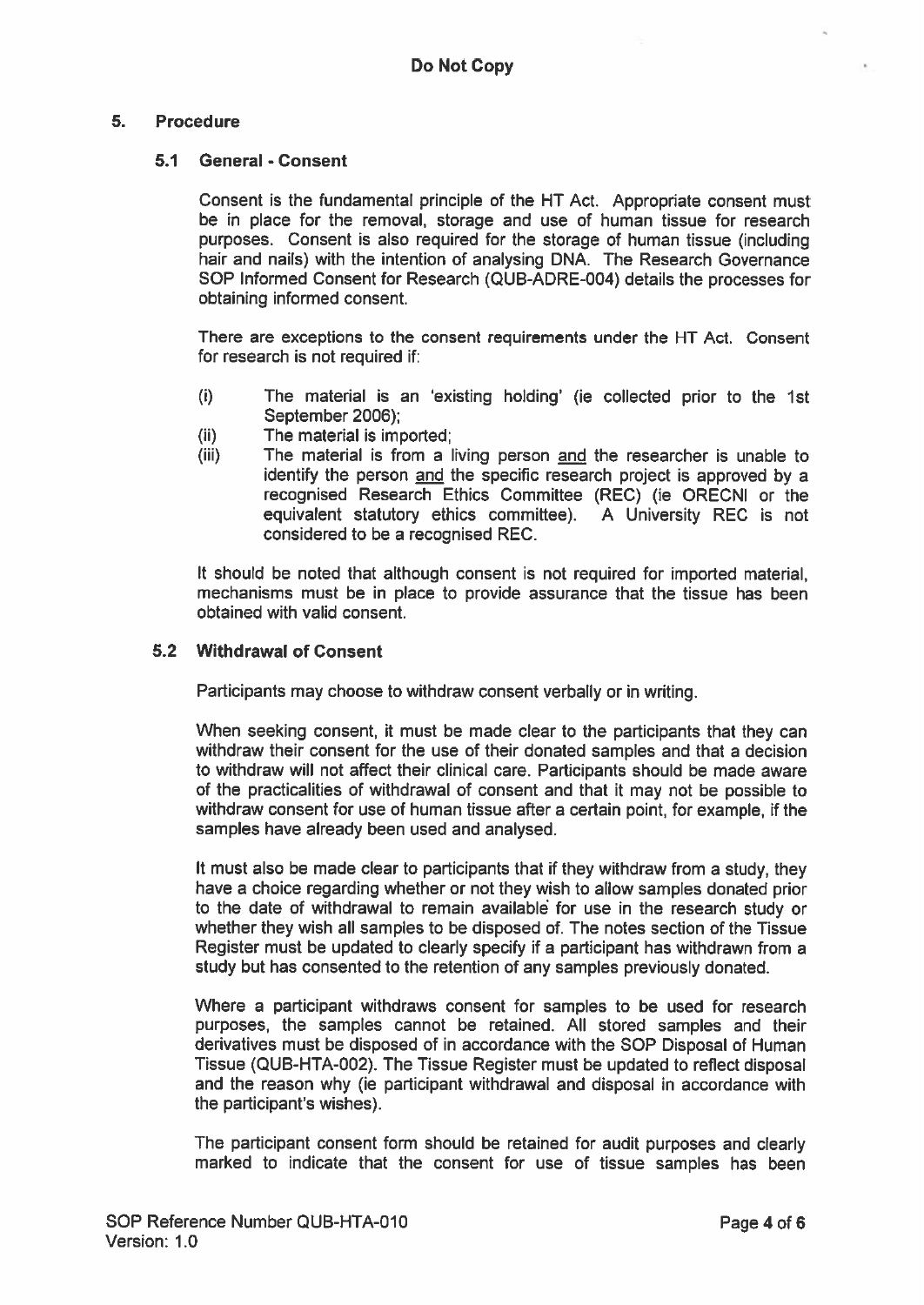**Do Not Copy**

## 5. Procedure

### 5.1 General - Consent

Consent is the fundamental principle of the HT Act. Appropriate consent must be in place for the removal, storage and use of human tissue for research purposes. Consent is also required for the storage of human tissue (including hair and nails) with the intention of analysing DNA. The Research Governance SOP Informed Consent for Research (QUB-ADRE-004) details the processes for obtaining informed consent.

There are exceptions to the consent requirements under the HT Act. Consent for research is not required if:

(i) The material is an 'existing holding' (ie collected prior to the 1st September 2006);

(ii) The material is imported;

(iii) The material is from a living person <u>and</u> the researcher is unable to identify the person <u>and</u> the specific research project is approved by a recognised Research Ethics Committee (REC) (ie ORECNI or the equivalent statutory ethics committee). A University REC is not considered to be a recognised REC.

It should be noted that although consent is not required for imported material, mechanisms must be in place to provide assurance that the tissue has been obtained with valid consent.

### 5.2 Withdrawal of Consent

Participants may choose to withdraw consent verbally or in writing.

When seeking consent, it must be made clear to the participants that they can withdraw their consent for the use of their donated samples and that a decision to withdraw will not affect their clinical care. Participants should be made aware of the practicalities of withdrawal of consent and that it may not be possible to withdraw consent for use of human tissue after a certain point, for example, if the samples have already been used and analysed.

It must also be made clear to participants that if they withdraw from a study, they have a choice regarding whether or not they wish to allow samples donated prior to the date of withdrawal to remain available for use in the research study or whether they wish all samples to be disposed of. The notes section of the Tissue Register must be updated to clearly specify if a participant has withdrawn from a study but has consented to the retention of any samples previously donated.

Where a participant withdraws consent for samples to be used for research purposes, the samples cannot be retained. All stored samples and their derivatives must be disposed of in accordance with the SOP Disposal of Human Tissue (QUB-HTA-002). The Tissue Register must be updated to reflect disposal and the reason why (ie participant withdrawal and disposal in accordance with the participant's wishes).

The participant consent form should be retained for audit purposes and clearly marked to indicate that the consent for use of tissue samples has been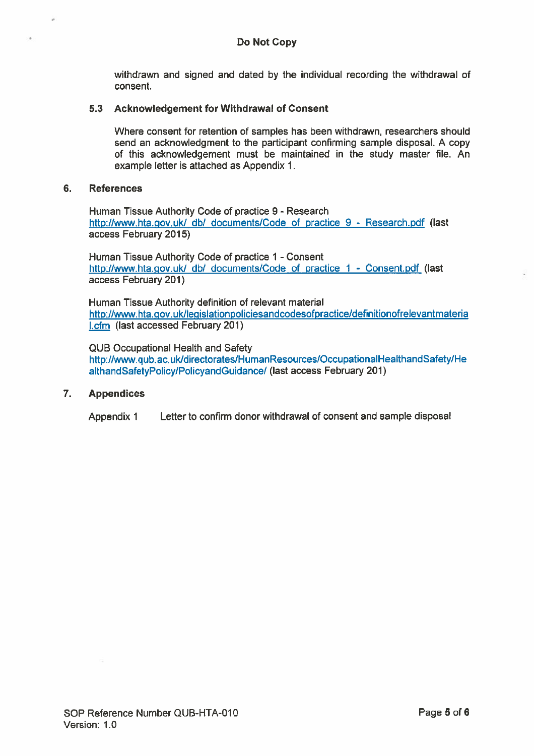withdrawn and signed and dated by the individual recording the withdrawal of consent.

### 5.3 Acknowledgement for Withdrawal of Consent

Where consent for retention of samples has been withdrawn, researchers should send an acknowledgment to the participant confirming sample disposal. A copy of this acknowledgement must be maintained in the study master file. An example letter is attached as Appendix 1.

## 6. References

Human Tissue Authority Code of practice 9 - Research
http://www.hta.gov.uk/_db/_documents/Code_of_practice_9_-_Research.pdf (last access February 2015)

Human Tissue Authority Code of practice 1 - Consent
http://www.hta.gov.uk/_db/_documents/Code_of_practice_1_-_Consent.pdf (last access February 201)

Human Tissue Authority definition of relevant material
http://www.hta.gov.uk/legislationpoliciesandcodesofpractice/definitionofrelevantmaterial.cfm (last accessed February 201)

QUB Occupational Health and Safety
http://www.qub.ac.uk/directorates/HumanResources/OccupationalHealthandSafety/HealthandSafetyPolicy/PolicyandGuidance/ (last access February 201)

## 7. Appendices

Appendix 1 Letter to confirm donor withdrawal of consent and sample disposal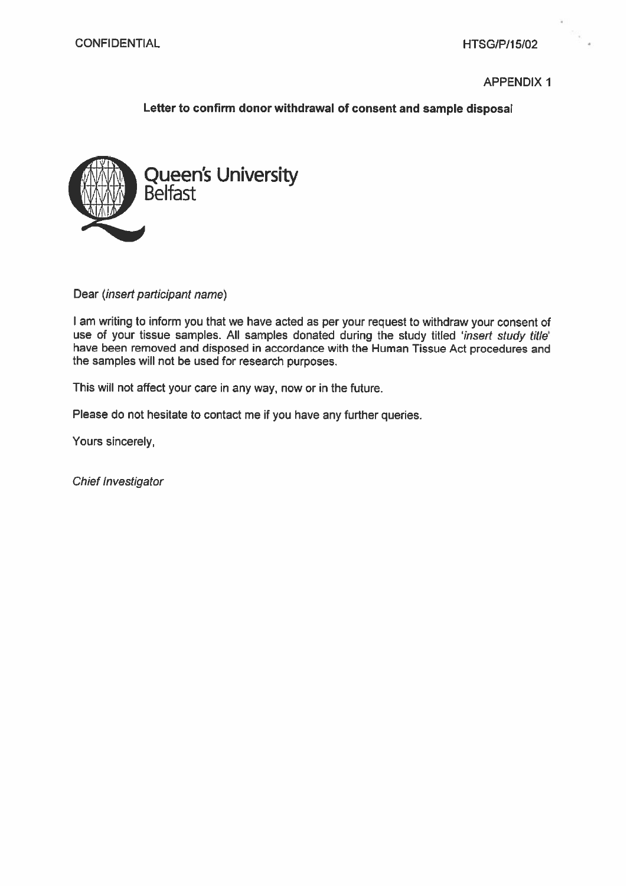CONFIDENTIAL HTSG/P/15/02

APPENDIX 1

**Letter to confirm donor withdrawal of consent and sample disposal**

Queen's University Belfast

Dear *(insert participant name)*

I am writing to inform you that we have acted as per your request to withdraw your consent of use of your tissue samples. All samples donated during the study titled '*insert study title*' have been removed and disposed in accordance with the Human Tissue Act procedures and the samples will not be used for research purposes.

This will not affect your care in any way, now or in the future.

Please do not hesitate to contact me if you have any further queries.

Yours sincerely,

*Chief Investigator*